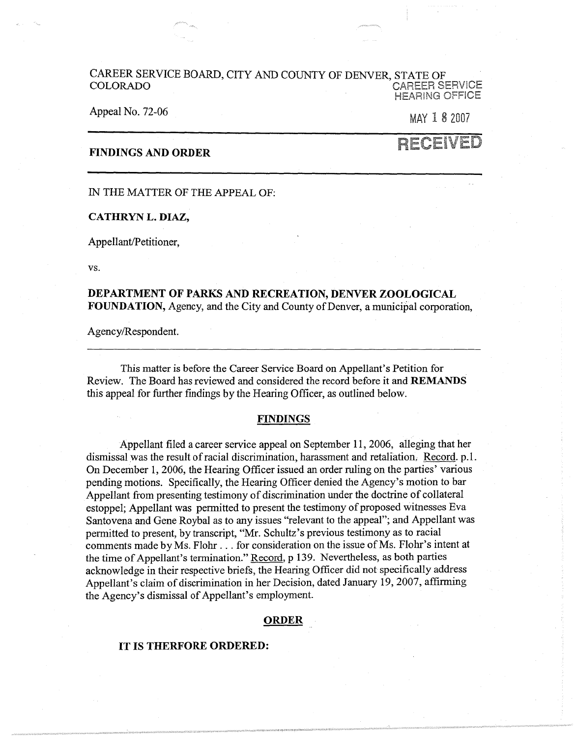CAREER SERVICE BOARD, CITY AND COUNTY OF DENVER, STATE OF COLORADO

CAREER SERVICE HEARING OFFICE

MAY 18 2007

RECEIVED

Appeal No. 72-06

---

**FINDINGS AND ORDER**

---

IN THE MATTER OF THE APPEAL OF:

**CATHRYN L. DIAZ,**

Appellant/Petitioner,

vs.

**DEPARTMENT OF PARKS AND RECREATION, DENVER ZOOLOGICAL FOUNDATION,** Agency, and the City and County of Denver, a municipal corporation,

Agency/Respondent.

---

This matter is before the Career Service Board on Appellant's Petition for Review. The Board has reviewed and considered the record before it and **REMANDS** this appeal for further findings by the Hearing Officer, as outlined below.

## FINDINGS

Appellant filed a career service appeal on September 11, 2006, alleging that her dismissal was the result of racial discrimination, harassment and retaliation. Record. p.1. On December 1, 2006, the Hearing Officer issued an order ruling on the parties' various pending motions. Specifically, the Hearing Officer denied the Agency's motion to bar Appellant from presenting testimony of discrimination under the doctrine of collateral estoppel; Appellant was permitted to present the testimony of proposed witnesses Eva Santovena and Gene Roybal as to any issues "relevant to the appeal"; and Appellant was permitted to present, by transcript, "Mr. Schultz's previous testimony as to racial comments made by Ms. Flohr . . . for consideration on the issue of Ms. Flohr's intent at the time of Appellant's termination." Record, p 139. Nevertheless, as both parties acknowledge in their respective briefs, the Hearing Officer did not specifically address Appellant's claim of discrimination in her Decision, dated January 19, 2007, affirming the Agency's dismissal of Appellant's employment.

## ORDER

**IT IS THERFORE ORDERED:**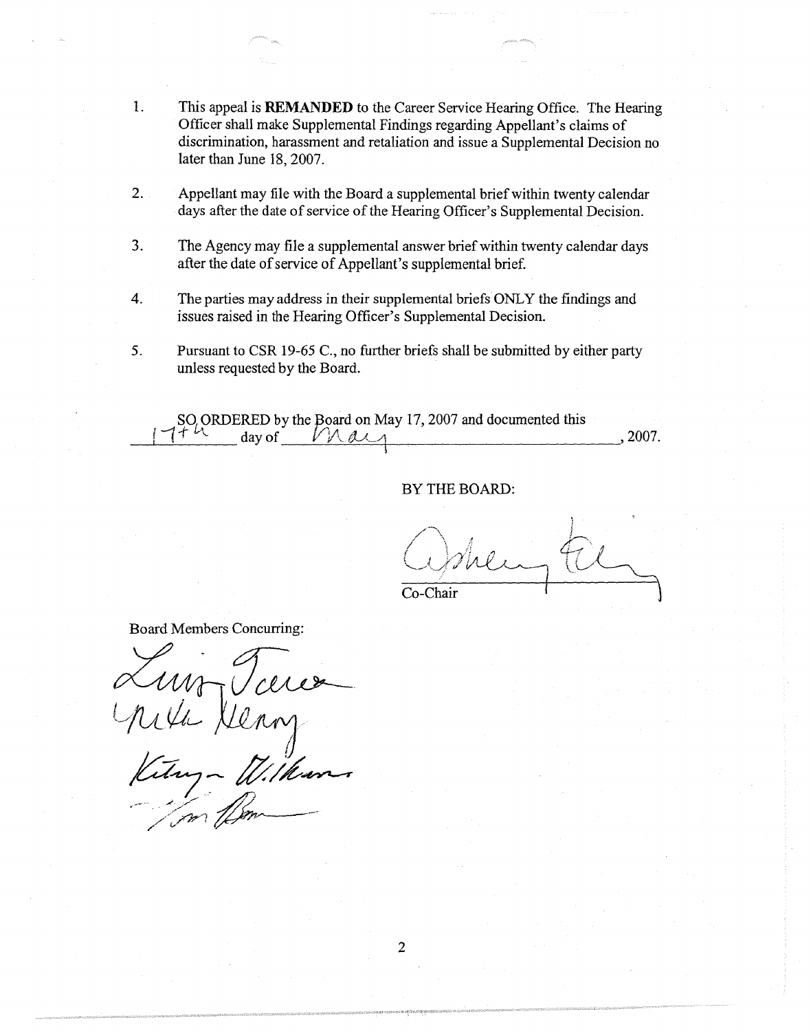1. This appeal is **REMANDED** to the Career Service Hearing Office. The Hearing Officer shall make Supplemental Findings regarding Appellant's claims of discrimination, harassment and retaliation and issue a Supplemental Decision no later than June 18, 2007.

2. Appellant may file with the Board a supplemental brief within twenty calendar days after the date of service of the Hearing Officer's Supplemental Decision.

3. The Agency may file a supplemental answer brief within twenty calendar days after the date of service of Appellant's supplemental brief.

4. The parties may address in their supplemental briefs ONLY the findings and issues raised in the Hearing Officer's Supplemental Decision.

5. Pursuant to CSR 19-65 C., no further briefs shall be submitted by either party unless requested by the Board.

SO ORDERED by the Board on May 17, 2007 and documented this 17th day of May, 2007.

BY THE BOARD:

Co-Chair

Board Members Concurring: